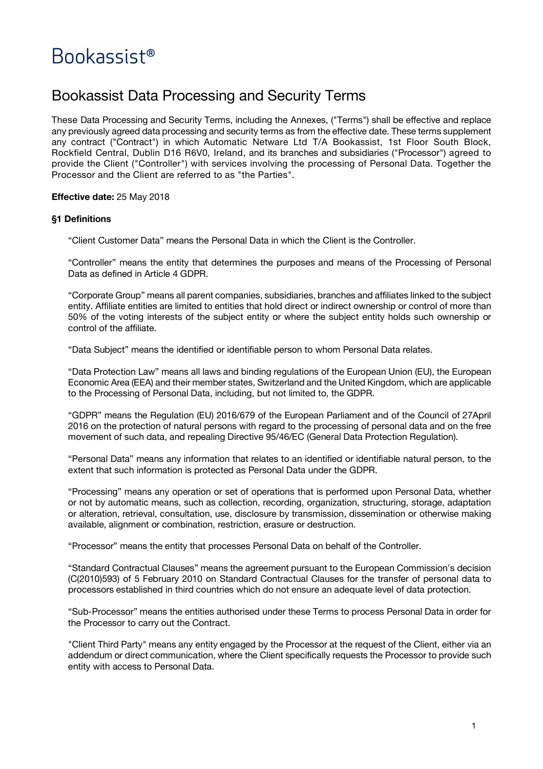# Bookassist®

## Bookassist Data Processing and Security Terms

These Data Processing and Security Terms, including the Annexes, ("Terms") shall be effective and replace any previously agreed data processing and security terms as from the effective date. These terms supplement any contract ("Contract") in which Automatic Netware Ltd T/A Bookassist, 1st Floor South Block, Rockfield Central, Dublin D16 R6V0, Ireland, and its branches and subsidiaries ("Processor") agreed to provide the Client ("Controller") with services involving the processing of Personal Data. Together the Processor and the Client are referred to as "the Parties".

**Effective date:** 25 May 2018

**§1 Definitions**

"Client Customer Data" means the Personal Data in which the Client is the Controller.

"Controller" means the entity that determines the purposes and means of the Processing of Personal Data as defined in Article 4 GDPR.

"Corporate Group" means all parent companies, subsidiaries, branches and affiliates linked to the subject entity. Affiliate entities are limited to entities that hold direct or indirect ownership or control of more than 50% of the voting interests of the subject entity or where the subject entity holds such ownership or control of the affiliate.

"Data Subject" means the identified or identifiable person to whom Personal Data relates.

"Data Protection Law" means all laws and binding regulations of the European Union (EU), the European Economic Area (EEA) and their member states, Switzerland and the United Kingdom, which are applicable to the Processing of Personal Data, including, but not limited to, the GDPR.

"GDPR" means the Regulation (EU) 2016/679 of the European Parliament and of the Council of 27April 2016 on the protection of natural persons with regard to the processing of personal data and on the free movement of such data, and repealing Directive 95/46/EC (General Data Protection Regulation).

"Personal Data" means any information that relates to an identified or identifiable natural person, to the extent that such information is protected as Personal Data under the GDPR.

"Processing" means any operation or set of operations that is performed upon Personal Data, whether or not by automatic means, such as collection, recording, organization, structuring, storage, adaptation or alteration, retrieval, consultation, use, disclosure by transmission, dissemination or otherwise making available, alignment or combination, restriction, erasure or destruction.

"Processor" means the entity that processes Personal Data on behalf of the Controller.

"Standard Contractual Clauses" means the agreement pursuant to the European Commission's decision (C(2010)593) of 5 February 2010 on Standard Contractual Clauses for the transfer of personal data to processors established in third countries which do not ensure an adequate level of data protection.

"Sub-Processor" means the entities authorised under these Terms to process Personal Data in order for the Processor to carry out the Contract.

"Client Third Party" means any entity engaged by the Processor at the request of the Client, either via an addendum or direct communication, where the Client specifically requests the Processor to provide such entity with access to Personal Data.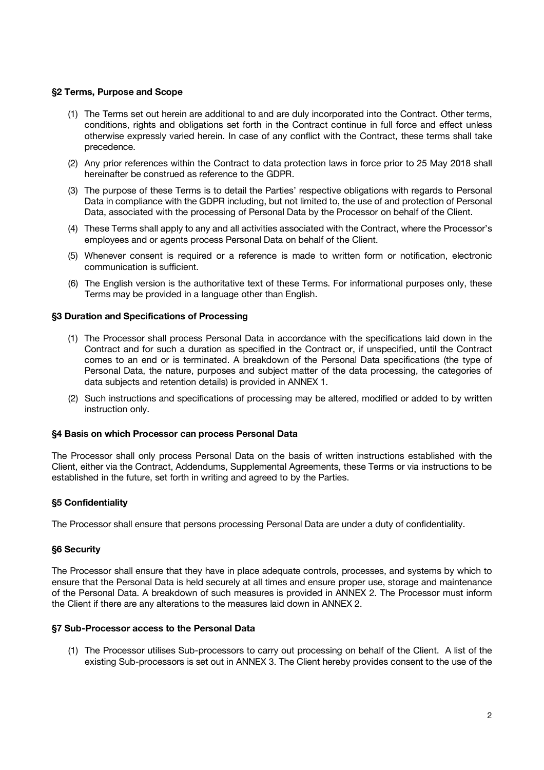### §2 Terms, Purpose and Scope

(1) The Terms set out herein are additional to and are duly incorporated into the Contract. Other terms, conditions, rights and obligations set forth in the Contract continue in full force and effect unless otherwise expressly varied herein. In case of any conflict with the Contract, these terms shall take precedence.

(2) Any prior references within the Contract to data protection laws in force prior to 25 May 2018 shall hereinafter be construed as reference to the GDPR.

(3) The purpose of these Terms is to detail the Parties' respective obligations with regards to Personal Data in compliance with the GDPR including, but not limited to, the use of and protection of Personal Data, associated with the processing of Personal Data by the Processor on behalf of the Client.

(4) These Terms shall apply to any and all activities associated with the Contract, where the Processor's employees and or agents process Personal Data on behalf of the Client.

(5) Whenever consent is required or a reference is made to written form or notification, electronic communication is sufficient.

(6) The English version is the authoritative text of these Terms. For informational purposes only, these Terms may be provided in a language other than English.

### §3 Duration and Specifications of Processing

(1) The Processor shall process Personal Data in accordance with the specifications laid down in the Contract and for such a duration as specified in the Contract or, if unspecified, until the Contract comes to an end or is terminated. A breakdown of the Personal Data specifications (the type of Personal Data, the nature, purposes and subject matter of the data processing, the categories of data subjects and retention details) is provided in ANNEX 1.

(2) Such instructions and specifications of processing may be altered, modified or added to by written instruction only.

### §4 Basis on which Processor can process Personal Data

The Processor shall only process Personal Data on the basis of written instructions established with the Client, either via the Contract, Addendums, Supplemental Agreements, these Terms or via instructions to be established in the future, set forth in writing and agreed to by the Parties.

### §5 Confidentiality

The Processor shall ensure that persons processing Personal Data are under a duty of confidentiality.

### §6 Security

The Processor shall ensure that they have in place adequate controls, processes, and systems by which to ensure that the Personal Data is held securely at all times and ensure proper use, storage and maintenance of the Personal Data. A breakdown of such measures is provided in ANNEX 2. The Processor must inform the Client if there are any alterations to the measures laid down in ANNEX 2.

### §7 Sub-Processor access to the Personal Data

(1) The Processor utilises Sub-processors to carry out processing on behalf of the Client. A list of the existing Sub-processors is set out in ANNEX 3. The Client hereby provides consent to the use of the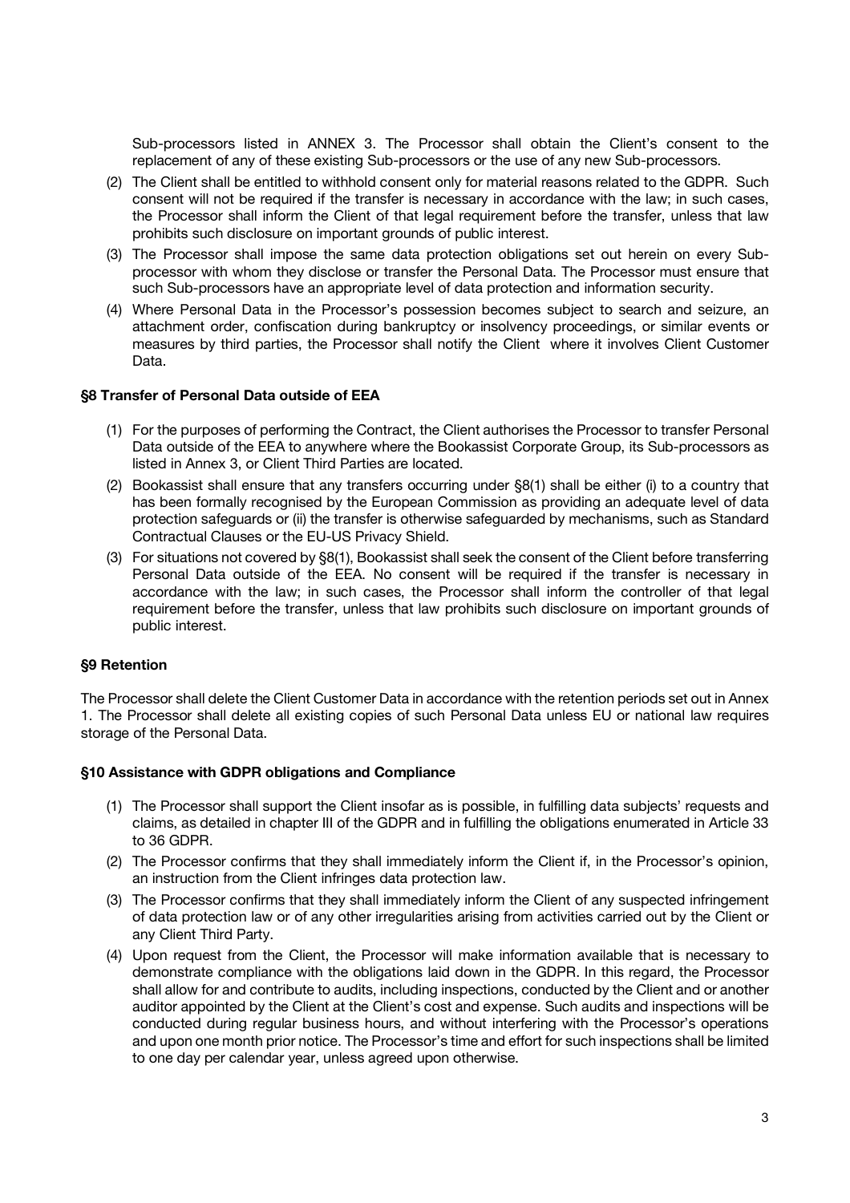Sub-processors listed in ANNEX 3. The Processor shall obtain the Client's consent to the replacement of any of these existing Sub-processors or the use of any new Sub-processors.

(2) The Client shall be entitled to withhold consent only for material reasons related to the GDPR. Such consent will not be required if the transfer is necessary in accordance with the law; in such cases, the Processor shall inform the Client of that legal requirement before the transfer, unless that law prohibits such disclosure on important grounds of public interest.

(3) The Processor shall impose the same data protection obligations set out herein on every Sub-processor with whom they disclose or transfer the Personal Data. The Processor must ensure that such Sub-processors have an appropriate level of data protection and information security.

(4) Where Personal Data in the Processor's possession becomes subject to search and seizure, an attachment order, confiscation during bankruptcy or insolvency proceedings, or similar events or measures by third parties, the Processor shall notify the Client where it involves Client Customer Data.

**§8 Transfer of Personal Data outside of EEA**

(1) For the purposes of performing the Contract, the Client authorises the Processor to transfer Personal Data outside of the EEA to anywhere where the Bookassist Corporate Group, its Sub-processors as listed in Annex 3, or Client Third Parties are located.

(2) Bookassist shall ensure that any transfers occurring under §8(1) shall be either (i) to a country that has been formally recognised by the European Commission as providing an adequate level of data protection safeguards or (ii) the transfer is otherwise safeguarded by mechanisms, such as Standard Contractual Clauses or the EU-US Privacy Shield.

(3) For situations not covered by §8(1), Bookassist shall seek the consent of the Client before transferring Personal Data outside of the EEA. No consent will be required if the transfer is necessary in accordance with the law; in such cases, the Processor shall inform the controller of that legal requirement before the transfer, unless that law prohibits such disclosure on important grounds of public interest.

**§9 Retention**

The Processor shall delete the Client Customer Data in accordance with the retention periods set out in Annex 1. The Processor shall delete all existing copies of such Personal Data unless EU or national law requires storage of the Personal Data.

**§10 Assistance with GDPR obligations and Compliance**

(1) The Processor shall support the Client insofar as is possible, in fulfilling data subjects' requests and claims, as detailed in chapter III of the GDPR and in fulfilling the obligations enumerated in Article 33 to 36 GDPR.

(2) The Processor confirms that they shall immediately inform the Client if, in the Processor's opinion, an instruction from the Client infringes data protection law.

(3) The Processor confirms that they shall immediately inform the Client of any suspected infringement of data protection law or of any other irregularities arising from activities carried out by the Client or any Client Third Party.

(4) Upon request from the Client, the Processor will make information available that is necessary to demonstrate compliance with the obligations laid down in the GDPR. In this regard, the Processor shall allow for and contribute to audits, including inspections, conducted by the Client and or another auditor appointed by the Client at the Client's cost and expense. Such audits and inspections will be conducted during regular business hours, and without interfering with the Processor's operations and upon one month prior notice. The Processor's time and effort for such inspections shall be limited to one day per calendar year, unless agreed upon otherwise.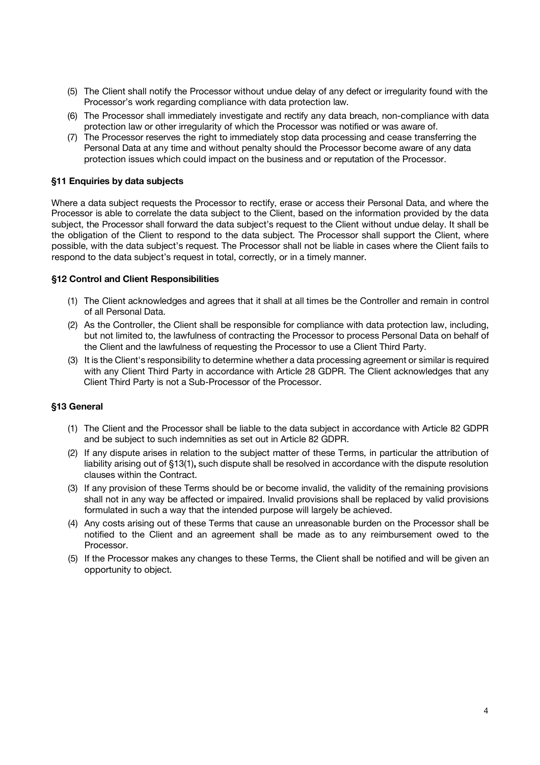(5) The Client shall notify the Processor without undue delay of any defect or irregularity found with the Processor's work regarding compliance with data protection law.

(6) The Processor shall immediately investigate and rectify any data breach, non-compliance with data protection law or other irregularity of which the Processor was notified or was aware of.

(7) The Processor reserves the right to immediately stop data processing and cease transferring the Personal Data at any time and without penalty should the Processor become aware of any data protection issues which could impact on the business and or reputation of the Processor.

### §11 Enquiries by data subjects

Where a data subject requests the Processor to rectify, erase or access their Personal Data, and where the Processor is able to correlate the data subject to the Client, based on the information provided by the data subject, the Processor shall forward the data subject's request to the Client without undue delay. It shall be the obligation of the Client to respond to the data subject. The Processor shall support the Client, where possible, with the data subject's request. The Processor shall not be liable in cases where the Client fails to respond to the data subject's request in total, correctly, or in a timely manner.

### §12 Control and Client Responsibilities

(1) The Client acknowledges and agrees that it shall at all times be the Controller and remain in control of all Personal Data.

(2) As the Controller, the Client shall be responsible for compliance with data protection law, including, but not limited to, the lawfulness of contracting the Processor to process Personal Data on behalf of the Client and the lawfulness of requesting the Processor to use a Client Third Party.

(3) It is the Client's responsibility to determine whether a data processing agreement or similar is required with any Client Third Party in accordance with Article 28 GDPR. The Client acknowledges that any Client Third Party is not a Sub-Processor of the Processor.

### §13 General

(1) The Client and the Processor shall be liable to the data subject in accordance with Article 82 GDPR and be subject to such indemnities as set out in Article 82 GDPR.

(2) If any dispute arises in relation to the subject matter of these Terms, in particular the attribution of liability arising out of §13(1)**,** such dispute shall be resolved in accordance with the dispute resolution clauses within the Contract.

(3) If any provision of these Terms should be or become invalid, the validity of the remaining provisions shall not in any way be affected or impaired. Invalid provisions shall be replaced by valid provisions formulated in such a way that the intended purpose will largely be achieved.

(4) Any costs arising out of these Terms that cause an unreasonable burden on the Processor shall be notified to the Client and an agreement shall be made as to any reimbursement owed to the Processor.

(5) If the Processor makes any changes to these Terms, the Client shall be notified and will be given an opportunity to object.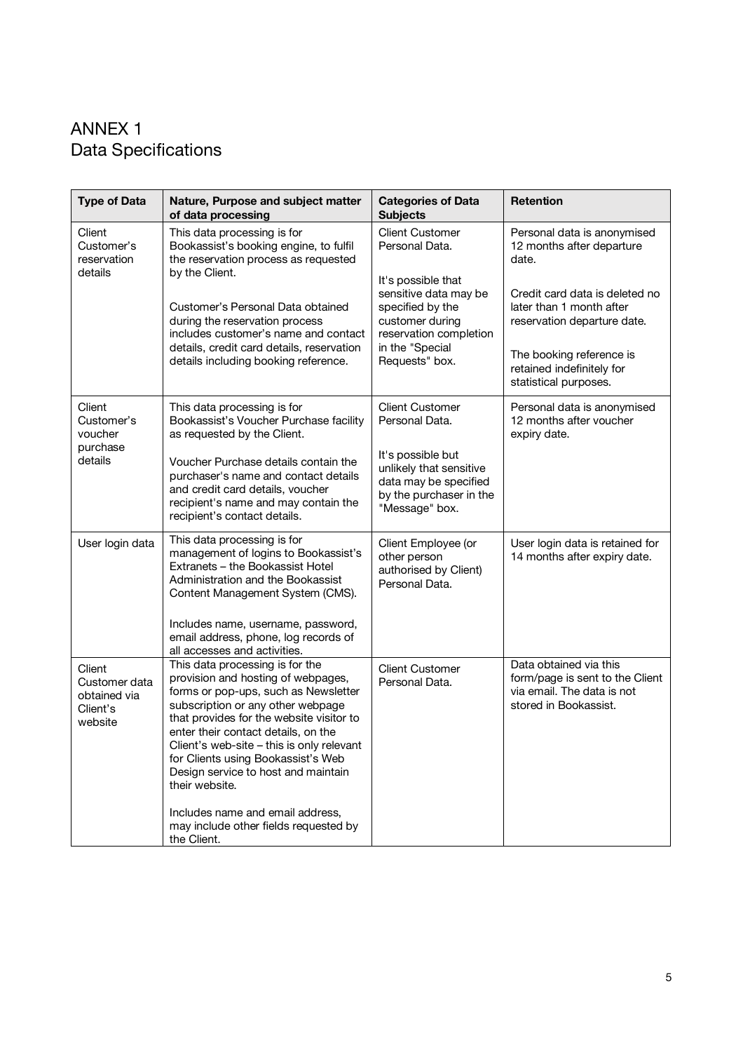# ANNEX 1
## Data Specifications

| Type of Data | Nature, Purpose and subject matter of data processing | Categories of Data Subjects | Retention |
|---|---|---|---|
| Client Customer's reservation details | This data processing is for Bookassist's booking engine, to fulfil the reservation process as requested by the Client.<br><br>Customer's Personal Data obtained during the reservation process includes customer's name and contact details, credit card details, reservation details including booking reference. | Client Customer Personal Data.<br><br>It's possible that sensitive data may be specified by the customer during reservation completion in the "Special Requests" box. | Personal data is anonymised 12 months after departure date.<br><br>Credit card data is deleted no later than 1 month after reservation departure date.<br><br>The booking reference is retained indefinitely for statistical purposes. |
| Client Customer's voucher purchase details | This data processing is for Bookassist's Voucher Purchase facility as requested by the Client.<br><br>Voucher Purchase details contain the purchaser's name and contact details and credit card details, voucher recipient's name and may contain the recipient's contact details. | Client Customer Personal Data.<br><br>It's possible but unlikely that sensitive data may be specified by the purchaser in the "Message" box. | Personal data is anonymised 12 months after voucher expiry date. |
| User login data | This data processing is for management of logins to Bookassist's Extranets – the Bookassist Hotel Administration and the Bookassist Content Management System (CMS).<br><br>Includes name, username, password, email address, phone, log records of all accesses and activities. | Client Employee (or other person authorised by Client) Personal Data. | User login data is retained for 14 months after expiry date. |
| Client Customer data obtained via Client's website | This data processing is for the provision and hosting of webpages, forms or pop-ups, such as Newsletter subscription or any other webpage that provides for the website visitor to enter their contact details, on the Client's web-site – this is only relevant for Clients using Bookassist's Web Design service to host and maintain their website.<br><br>Includes name and email address, may include other fields requested by the Client. | Client Customer Personal Data. | Data obtained via this form/page is sent to the Client via email. The data is not stored in Bookassist. |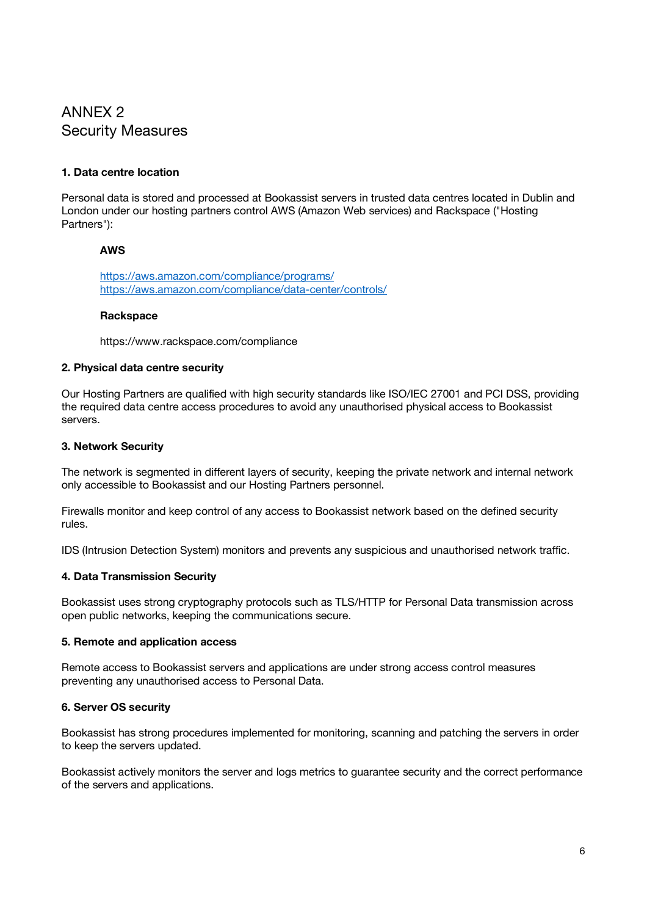# ANNEX 2
# Security Measures

### 1. Data centre location

Personal data is stored and processed at Bookassist servers in trusted data centres located in Dublin and London under our hosting partners control AWS (Amazon Web services) and Rackspace ("Hosting Partners"):

**AWS**

https://aws.amazon.com/compliance/programs/
https://aws.amazon.com/compliance/data-center/controls/

**Rackspace**

https://www.rackspace.com/compliance

### 2. Physical data centre security

Our Hosting Partners are qualified with high security standards like ISO/IEC 27001 and PCI DSS, providing the required data centre access procedures to avoid any unauthorised physical access to Bookassist servers.

### 3. Network Security

The network is segmented in different layers of security, keeping the private network and internal network only accessible to Bookassist and our Hosting Partners personnel.

Firewalls monitor and keep control of any access to Bookassist network based on the defined security rules.

IDS (Intrusion Detection System) monitors and prevents any suspicious and unauthorised network traffic.

### 4. Data Transmission Security

Bookassist uses strong cryptography protocols such as TLS/HTTP for Personal Data transmission across open public networks, keeping the communications secure.

### 5. Remote and application access

Remote access to Bookassist servers and applications are under strong access control measures preventing any unauthorised access to Personal Data.

### 6. Server OS security

Bookassist has strong procedures implemented for monitoring, scanning and patching the servers in order to keep the servers updated.

Bookassist actively monitors the server and logs metrics to guarantee security and the correct performance of the servers and applications.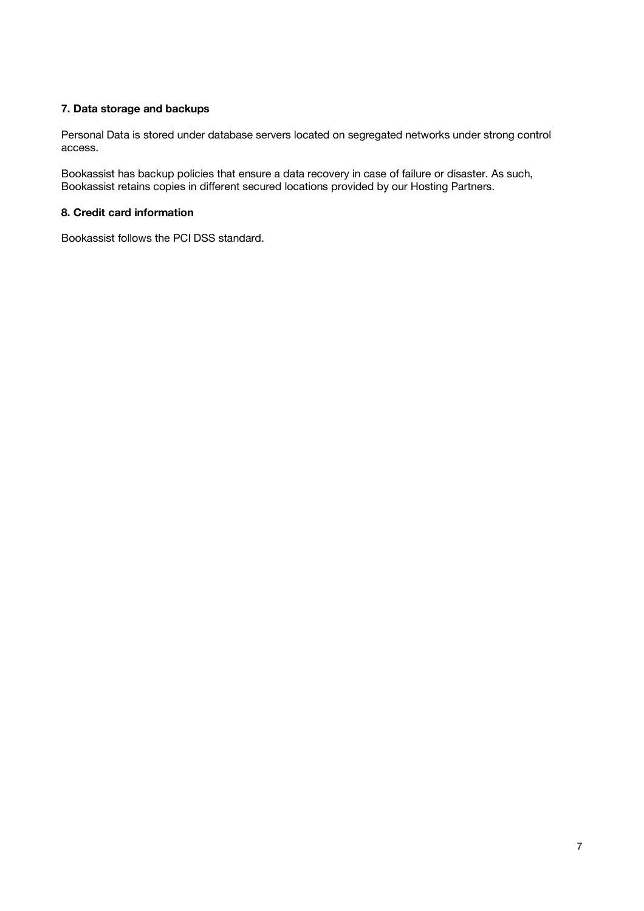### 7. Data storage and backups

Personal Data is stored under database servers located on segregated networks under strong control access.

Bookassist has backup policies that ensure a data recovery in case of failure or disaster. As such, Bookassist retains copies in different secured locations provided by our Hosting Partners.

### 8. Credit card information

Bookassist follows the PCI DSS standard.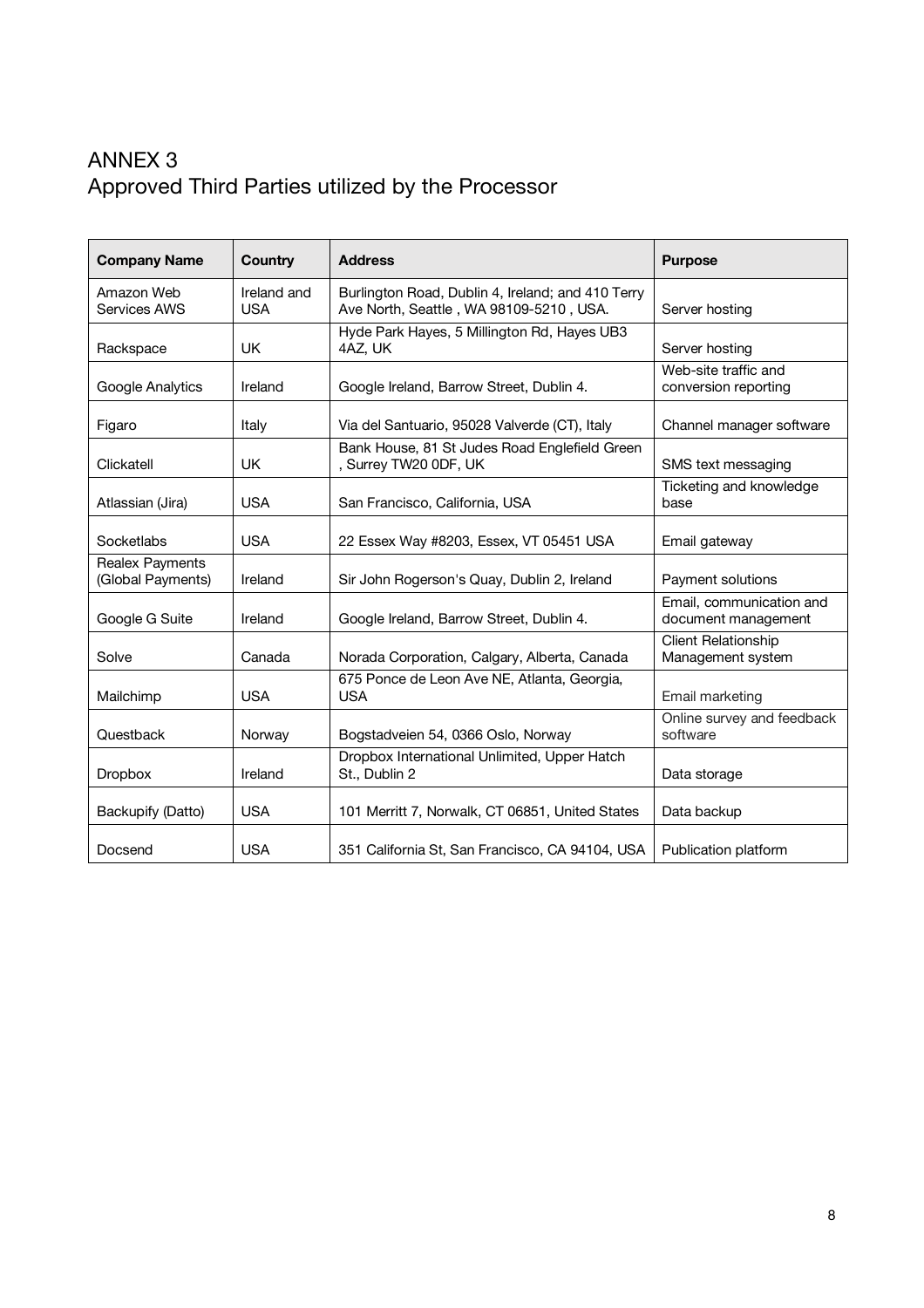# ANNEX 3
## Approved Third Parties utilized by the Processor

| Company Name | Country | Address | Purpose |
| --- | --- | --- | --- |
| Amazon Web Services AWS | Ireland and USA | Burlington Road, Dublin 4, Ireland; and 410 Terry Ave North, Seattle , WA 98109-5210 , USA. | Server hosting |
| Rackspace | UK | Hyde Park Hayes, 5 Millington Rd, Hayes UB3 4AZ, UK | Server hosting |
| Google Analytics | Ireland | Google Ireland, Barrow Street, Dublin 4. | Web-site traffic and conversion reporting |
| Figaro | Italy | Via del Santuario, 95028 Valverde (CT), Italy | Channel manager software |
| Clickatell | UK | Bank House, 81 St Judes Road Englefield Green , Surrey TW20 0DF, UK | SMS text messaging |
| Atlassian (Jira) | USA | San Francisco, California, USA | Ticketing and knowledge base |
| Socketlabs | USA | 22 Essex Way #8203, Essex, VT 05451 USA | Email gateway |
| Realex Payments (Global Payments) | Ireland | Sir John Rogerson's Quay, Dublin 2, Ireland | Payment solutions |
| Google G Suite | Ireland | Google Ireland, Barrow Street, Dublin 4. | Email, communication and document management |
| Solve | Canada | Norada Corporation, Calgary, Alberta, Canada | Client Relationship Management system |
| Mailchimp | USA | 675 Ponce de Leon Ave NE, Atlanta, Georgia, USA | Email marketing |
| Questback | Norway | Bogstadveien 54, 0366 Oslo, Norway | Online survey and feedback software |
| Dropbox | Ireland | Dropbox International Unlimited, Upper Hatch St., Dublin 2 | Data storage |
| Backupify (Datto) | USA | 101 Merritt 7, Norwalk, CT 06851, United States | Data backup |
| Docsend | USA | 351 California St, San Francisco, CA 94104, USA | Publication platform |